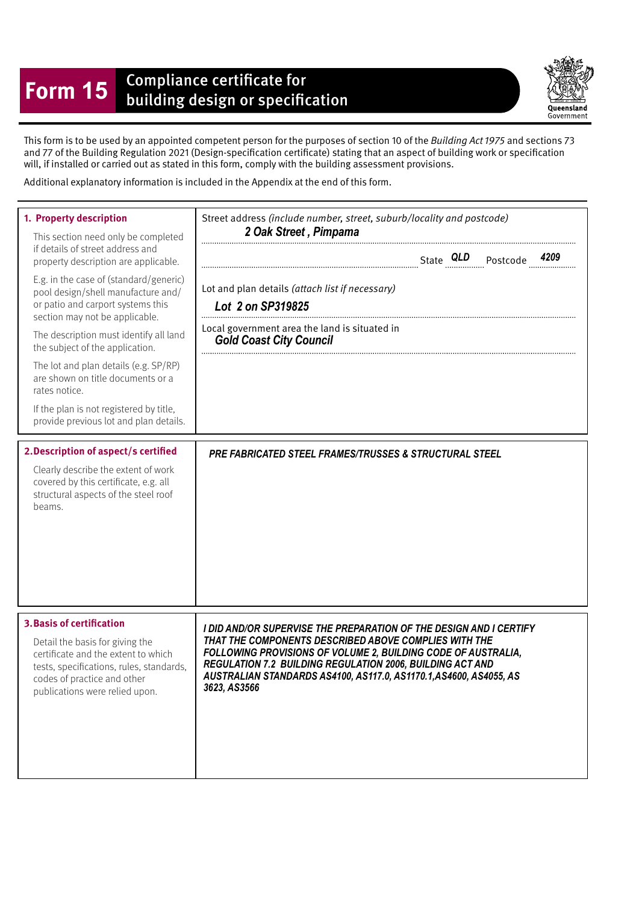# Form 15 Compliance certificate for building design or specification

Queensland Government

This form is to be used by an appointed competent person for the purposes of section 10 of the *Building Act 1975* and sections 73 and 77 of the Building Regulation 2021 (Design-specification certificate) stating that an aspect of building work or specification will, if installed or carried out as stated in this form, comply with the building assessment provisions.

Additional explanatory information is included in the Appendix at the end of this form.

| **1. Property description** | |
|---|---|
| This section need only be completed if details of street address and property description are applicable.<br><br>E.g. in the case of (standard/generic) pool design/shell manufacture and/or patio and carport systems this section may not be applicable.<br><br>The description must identify all land the subject of the application.<br><br>The lot and plan details (e.g. SP/RP) are shown on title documents or a rates notice.<br><br>If the plan is not registered by title, provide previous lot and plan details. | Street address *(include number, street, suburb/locality and postcode)*<br>***2 Oak Street , Pimpama***<br>State ***QLD*** Postcode ***4209***<br><br>Lot and plan details *(attach list if necessary)*<br>***Lot 2 on SP319825***<br><br>Local government area the land is situated in<br>***Gold Coast City Council*** |

| **2. Description of aspect/s certified** | |
|---|---|
| Clearly describe the extent of work covered by this certificate, e.g. all structural aspects of the steel roof beams. | ***PRE FABRICATED STEEL FRAMES/TRUSSES & STRUCTURAL STEEL*** |

| **3. Basis of certification** | |
|---|---|
| Detail the basis for giving the certificate and the extent to which tests, specifications, rules, standards, codes of practice and other publications were relied upon. | ***I DID AND/OR SUPERVISE THE PREPARATION OF THE DESIGN AND I CERTIFY THAT THE COMPONENTS DESCRIBED ABOVE COMPLIES WITH THE FOLLOWING PROVISIONS OF VOLUME 2, BUILDING CODE OF AUSTRALIA, REGULATION 7.2 BUILDING REGULATION 2006, BUILDING ACT AND AUSTRALIAN STANDARDS AS4100, AS117.0, AS1170.1,AS4600, AS4055, AS 3623, AS3566*** |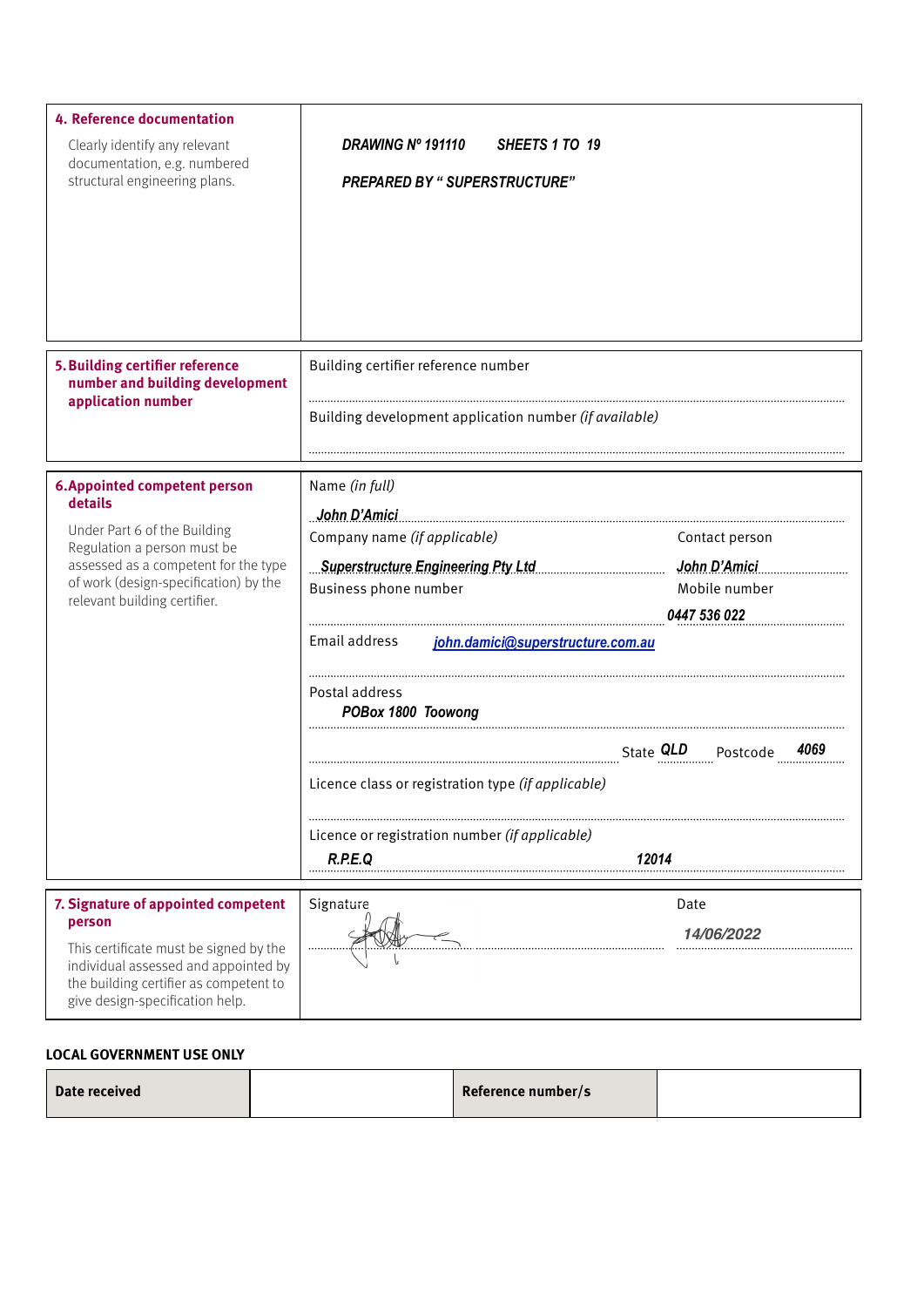## 4. Reference documentation

Clearly identify any relevant documentation, e.g. numbered structural engineering plans.

***DRAWING Nº 191110 SHEETS 1 TO 19***

***PREPARED BY " SUPERSTRUCTURE"***

## 5. Building certifier reference number and building development application number

Building certifier reference number

Building development application number *(if available)*

## 6. Appointed competent person details

Under Part 6 of the Building Regulation a person must be assessed as a competent for the type of work (design-specification) by the relevant building certifier.

Name *(in full)*

***John D'Amici***

Company name *(if applicable)*: ***Superstructure Engineering Pty Ltd***

Contact person: ***John D'Amici***

Business phone number

Mobile number: ***0447 536 022***

Email address: ***john.damici@superstructure.com.au***

Postal address

***POBox 1800 Toowong***

State ***QLD*** Postcode ***4069***

Licence class or registration type *(if applicable)*

Licence or registration number *(if applicable)*

***R.P.E.Q*** ***12014***

## 7. Signature of appointed competent person

This certificate must be signed by the individual assessed and appointed by the building certifier as competent to give design-specification help.

Signature

Date: ***14/06/2022***

**LOCAL GOVERNMENT USE ONLY**

| | | | |
|---|---|---|---|
| **Date received** | | **Reference number/s** | |